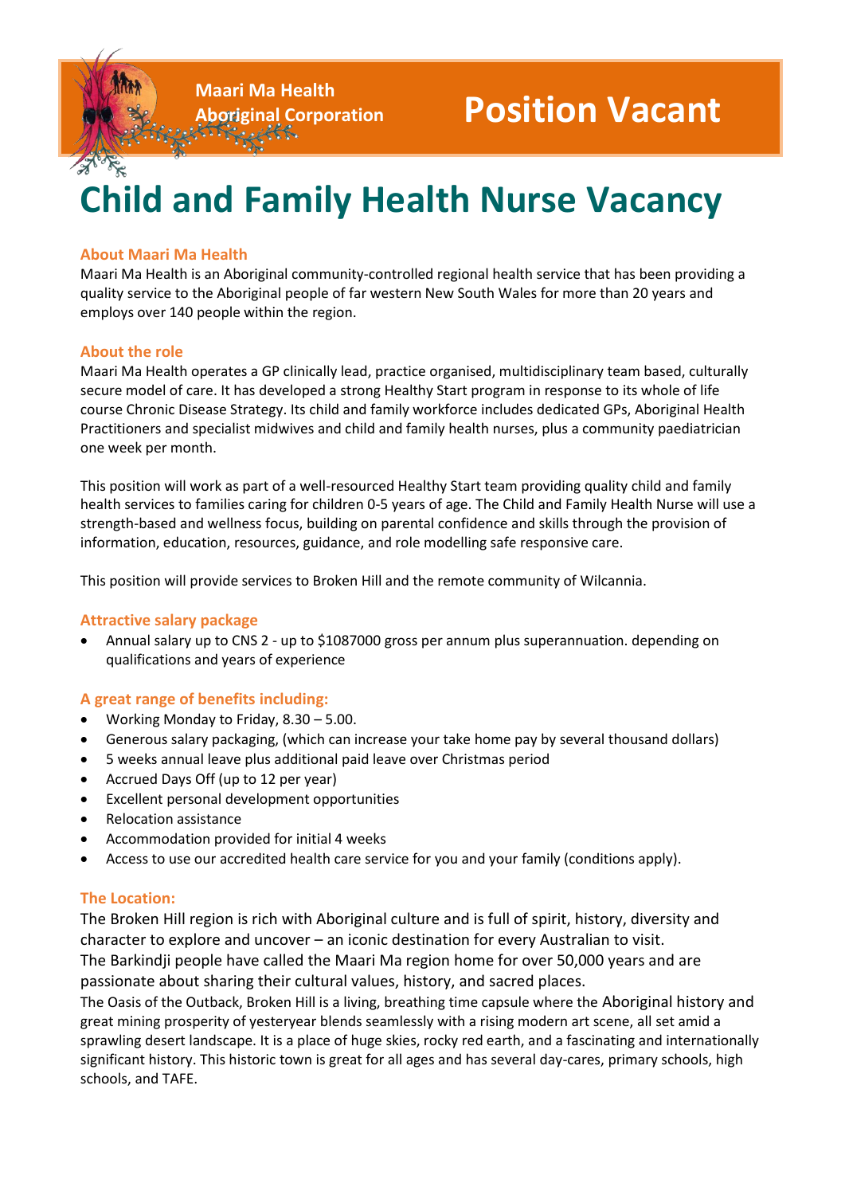Maari Ma Health Aboriginal Corporation

# Position Vacant

# Child and Family Health Nurse Vacancy

### About Maari Ma Health

Maari Ma Health is an Aboriginal community-controlled regional health service that has been providing a quality service to the Aboriginal people of far western New South Wales for more than 20 years and employs over 140 people within the region.

### About the role

Maari Ma Health operates a GP clinically lead, practice organised, multidisciplinary team based, culturally secure model of care. It has developed a strong Healthy Start program in response to its whole of life course Chronic Disease Strategy. Its child and family workforce includes dedicated GPs, Aboriginal Health Practitioners and specialist midwives and child and family health nurses, plus a community paediatrician one week per month.

This position will work as part of a well-resourced Healthy Start team providing quality child and family health services to families caring for children 0-5 years of age. The Child and Family Health Nurse will use a strength-based and wellness focus, building on parental confidence and skills through the provision of information, education, resources, guidance, and role modelling safe responsive care.

This position will provide services to Broken Hill and the remote community of Wilcannia.

### Attractive salary package

- Annual salary up to CNS 2 - up to $1087000 gross per annum plus superannuation. depending on qualifications and years of experience

### A great range of benefits including:

- Working Monday to Friday, 8.30 – 5.00.
- Generous salary packaging, (which can increase your take home pay by several thousand dollars)
- 5 weeks annual leave plus additional paid leave over Christmas period
- Accrued Days Off (up to 12 per year)
- Excellent personal development opportunities
- Relocation assistance
- Accommodation provided for initial 4 weeks
- Access to use our accredited health care service for you and your family (conditions apply).

### The Location:

The Broken Hill region is rich with Aboriginal culture and is full of spirit, history, diversity and character to explore and uncover – an iconic destination for every Australian to visit.
The Barkindji people have called the Maari Ma region home for over 50,000 years and are passionate about sharing their cultural values, history, and sacred places.
The Oasis of the Outback, Broken Hill is a living, breathing time capsule where the Aboriginal history and great mining prosperity of yesteryear blends seamlessly with a rising modern art scene, all set amid a sprawling desert landscape. It is a place of huge skies, rocky red earth, and a fascinating and internationally significant history. This historic town is great for all ages and has several day-cares, primary schools, high schools, and TAFE.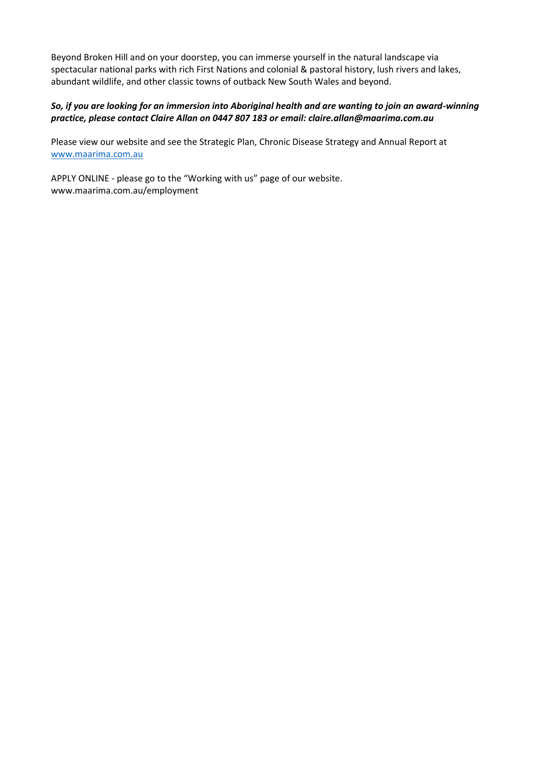Beyond Broken Hill and on your doorstep, you can immerse yourself in the natural landscape via spectacular national parks with rich First Nations and colonial & pastoral history, lush rivers and lakes, abundant wildlife, and other classic towns of outback New South Wales and beyond.

***So, if you are looking for an immersion into Aboriginal health and are wanting to join an award-winning practice, please contact Claire Allan on 0447 807 183 or email: claire.allan@maarima.com.au***

Please view our website and see the Strategic Plan, Chronic Disease Strategy and Annual Report at [www.maarima.com.au](http://www.maarima.com.au)

APPLY ONLINE - please go to the "Working with us" page of our website.
www.maarima.com.au/employment